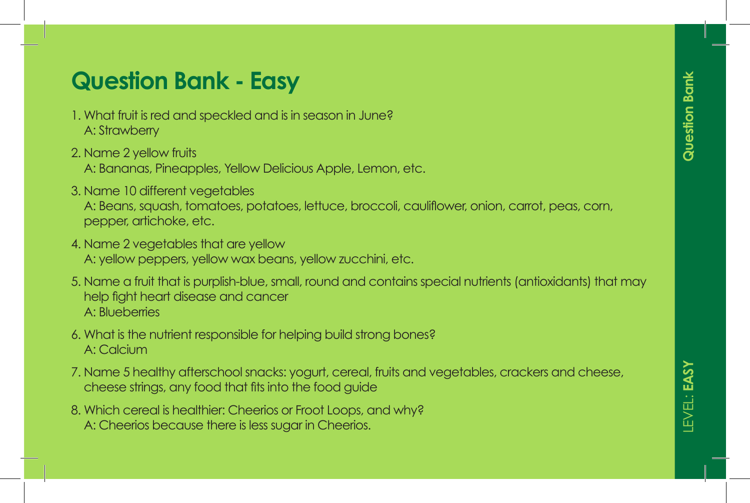# Question Bank - Easy

1. What fruit is red and speckled and is in season in June?
   A: Strawberry
2. Name 2 yellow fruits
   A: Bananas, Pineapples, Yellow Delicious Apple, Lemon, etc.
3. Name 10 different vegetables
   A: Beans, squash, tomatoes, potatoes, lettuce, broccoli, cauliflower, onion, carrot, peas, corn, pepper, artichoke, etc.
4. Name 2 vegetables that are yellow
   A: yellow peppers, yellow wax beans, yellow zucchini, etc.
5. Name a fruit that is purplish-blue, small, round and contains special nutrients (antioxidants) that may help fight heart disease and cancer
   A: Blueberries
6. What is the nutrient responsible for helping build strong bones?
   A: Calcium
7. Name 5 healthy afterschool snacks: yogurt, cereal, fruits and vegetables, crackers and cheese, cheese strings, any food that fits into the food guide
8. Which cereal is healthier: Cheerios or Froot Loops, and why?
   A: Cheerios because there is less sugar in Cheerios.

**Question Bank**

LEVEL: **EASY**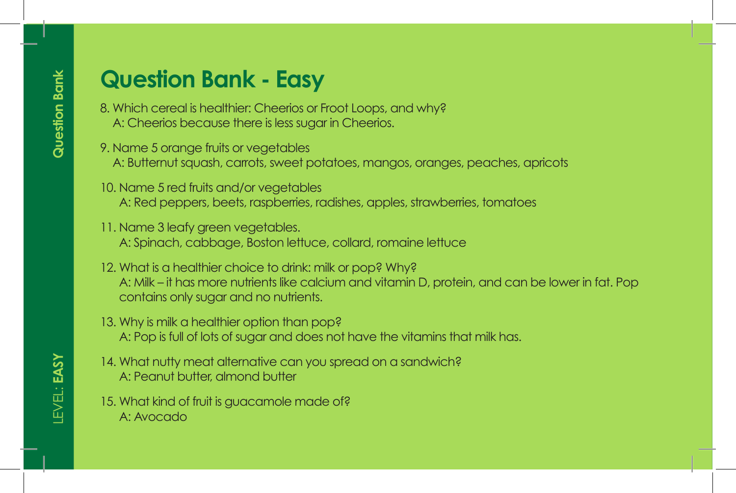# Question Bank - Easy

8. Which cereal is healthier: Cheerios or Froot Loops, and why?
   A: Cheerios because there is less sugar in Cheerios.

9. Name 5 orange fruits or vegetables
   A: Butternut squash, carrots, sweet potatoes, mangos, oranges, peaches, apricots

10. Name 5 red fruits and/or vegetables
    A: Red peppers, beets, raspberries, radishes, apples, strawberries, tomatoes

11. Name 3 leafy green vegetables.
    A: Spinach, cabbage, Boston lettuce, collard, romaine lettuce

12. What is a healthier choice to drink: milk or pop? Why?
    A: Milk – it has more nutrients like calcium and vitamin D, protein, and can be lower in fat. Pop contains only sugar and no nutrients.

13. Why is milk a healthier option than pop?
    A: Pop is full of lots of sugar and does not have the vitamins that milk has.

14. What nutty meat alternative can you spread on a sandwich?
    A: Peanut butter, almond butter

15. What kind of fruit is guacamole made of?
    A: Avocado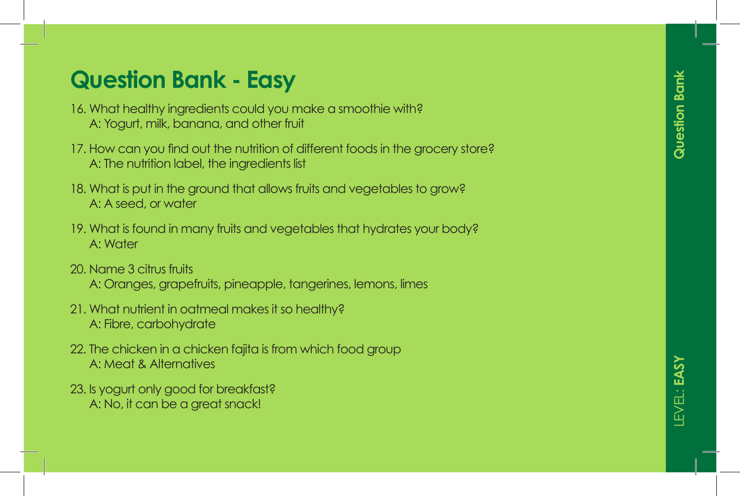# Question Bank - Easy

16. What healthy ingredients could you make a smoothie with?
    A: Yogurt, milk, banana, and other fruit

17. How can you find out the nutrition of different foods in the grocery store?
    A: The nutrition label, the ingredients list

18. What is put in the ground that allows fruits and vegetables to grow?
    A: A seed, or water

19. What is found in many fruits and vegetables that hydrates your body?
    A: Water

20. Name 3 citrus fruits
    A: Oranges, grapefruits, pineapple, tangerines, lemons, limes

21. What nutrient in oatmeal makes it so healthy?
    A: Fibre, carbohydrate

22. The chicken in a chicken fajita is from which food group
    A: Meat & Alternatives

23. Is yogurt only good for breakfast?
    A: No, it can be a great snack!

Question Bank

LEVEL: **EASY**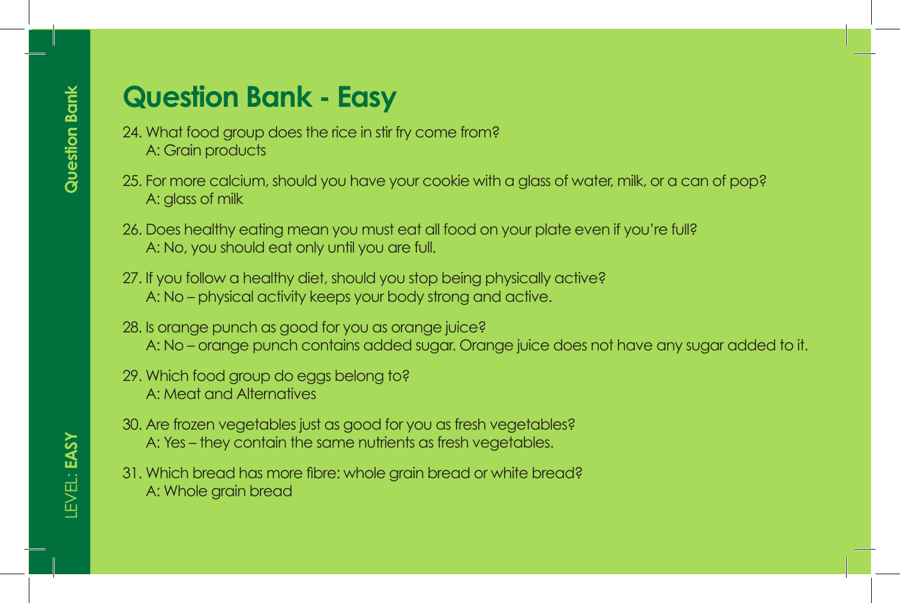# Question Bank - Easy

24. What food group does the rice in stir fry come from?
    A: Grain products

25. For more calcium, should you have your cookie with a glass of water, milk, or a can of pop?
    A: glass of milk

26. Does healthy eating mean you must eat all food on your plate even if you're full?
    A: No, you should eat only until you are full.

27. If you follow a healthy diet, should you stop being physically active?
    A: No – physical activity keeps your body strong and active.

28. Is orange punch as good for you as orange juice?
    A: No – orange punch contains added sugar. Orange juice does not have any sugar added to it.

29. Which food group do eggs belong to?
    A: Meat and Alternatives

30. Are frozen vegetables just as good for you as fresh vegetables?
    A: Yes – they contain the same nutrients as fresh vegetables.

31. Which bread has more fibre: whole grain bread or white bread?
    A: Whole grain bread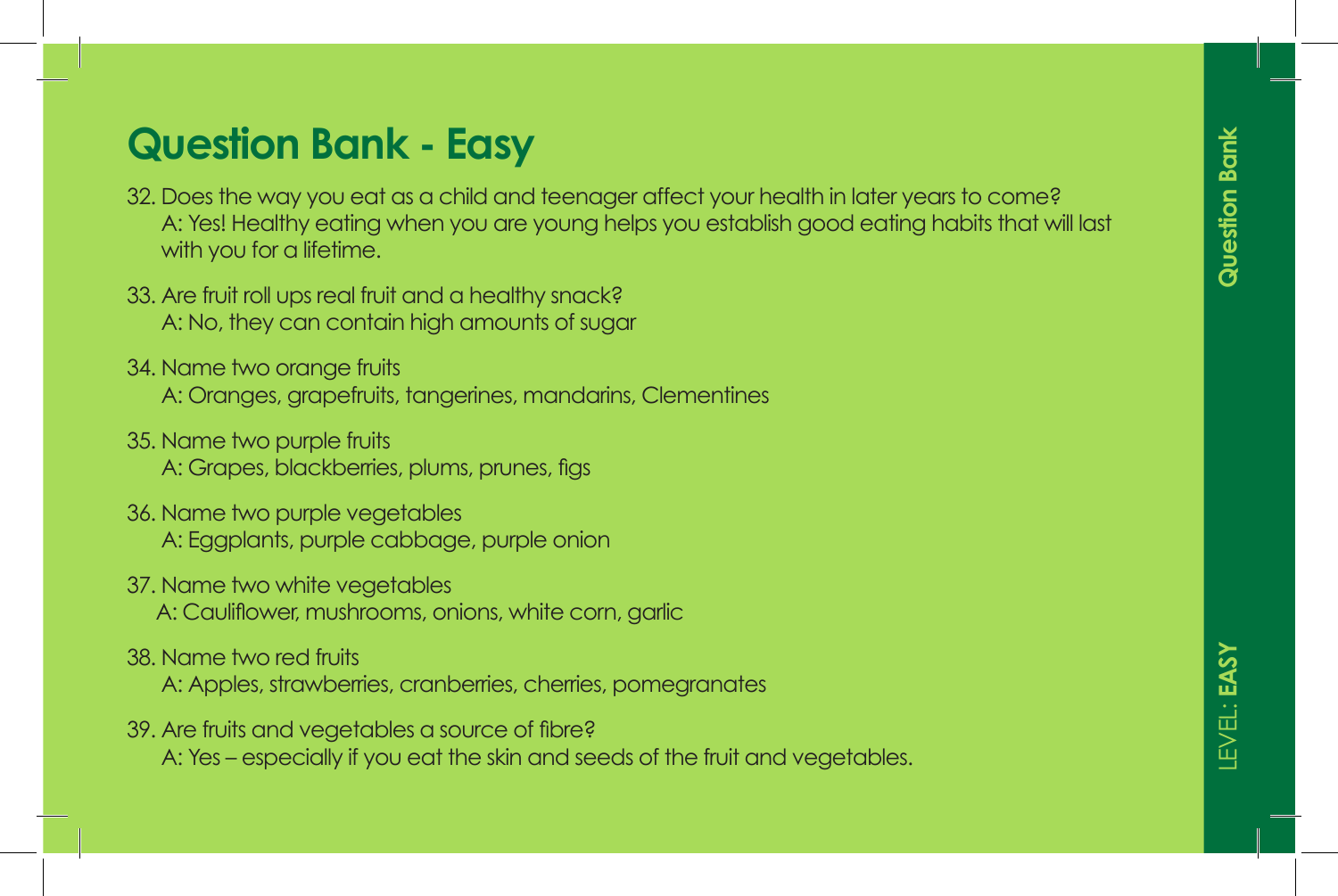# Question Bank - Easy

32. Does the way you eat as a child and teenager affect your health in later years to come?
    A: Yes! Healthy eating when you are young helps you establish good eating habits that will last with you for a lifetime.

33. Are fruit roll ups real fruit and a healthy snack?
    A: No, they can contain high amounts of sugar

34. Name two orange fruits
    A: Oranges, grapefruits, tangerines, mandarins, Clementines

35. Name two purple fruits
    A: Grapes, blackberries, plums, prunes, figs

36. Name two purple vegetables
    A: Eggplants, purple cabbage, purple onion

37. Name two white vegetables
    A: Cauliflower, mushrooms, onions, white corn, garlic

38. Name two red fruits
    A: Apples, strawberries, cranberries, cherries, pomegranates

39. Are fruits and vegetables a source of fibre?
    A: Yes – especially if you eat the skin and seeds of the fruit and vegetables.

Question Bank

LEVEL: **EASY**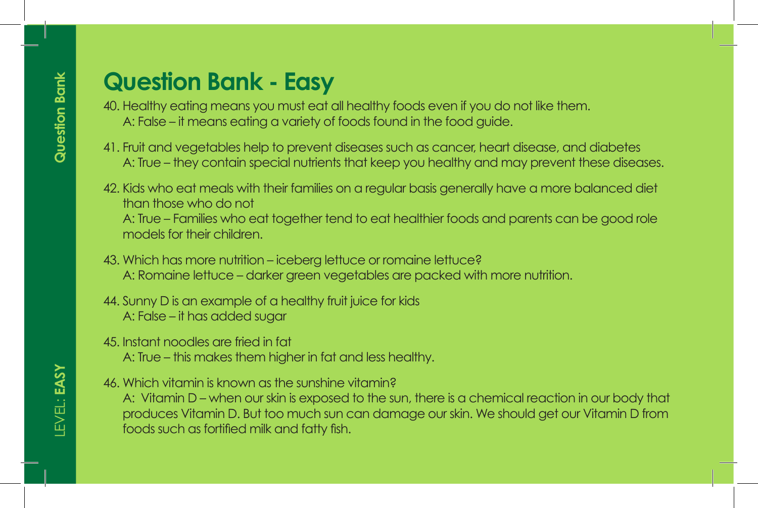# Question Bank - Easy

40. Healthy eating means you must eat all healthy foods even if you do not like them.
    A: False – it means eating a variety of foods found in the food guide.

41. Fruit and vegetables help to prevent diseases such as cancer, heart disease, and diabetes
    A: True – they contain special nutrients that keep you healthy and may prevent these diseases.

42. Kids who eat meals with their families on a regular basis generally have a more balanced diet than those who do not
    A: True – Families who eat together tend to eat healthier foods and parents can be good role models for their children.

43. Which has more nutrition – iceberg lettuce or romaine lettuce?
    A: Romaine lettuce – darker green vegetables are packed with more nutrition.

44. Sunny D is an example of a healthy fruit juice for kids
    A: False – it has added sugar

45. Instant noodles are fried in fat
    A: True – this makes them higher in fat and less healthy.

46. Which vitamin is known as the sunshine vitamin?
    A: Vitamin D – when our skin is exposed to the sun, there is a chemical reaction in our body that produces Vitamin D. But too much sun can damage our skin. We should get our Vitamin D from foods such as fortified milk and fatty fish.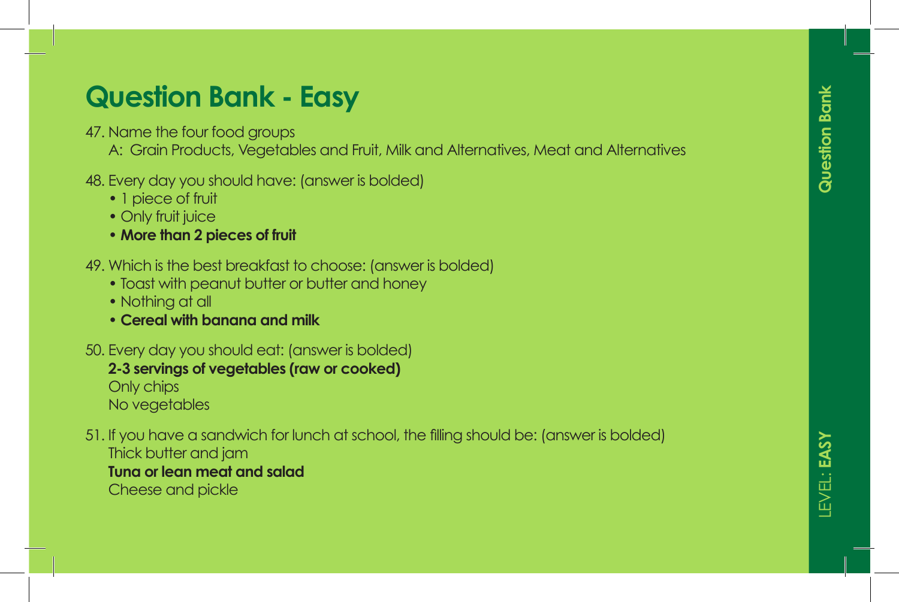# Question Bank - Easy

47. Name the four food groups

    A: Grain Products, Vegetables and Fruit, Milk and Alternatives, Meat and Alternatives

48. Every day you should have: (answer is bolded)
    - 1 piece of fruit
    - Only fruit juice
    - **More than 2 pieces of fruit**

49. Which is the best breakfast to choose: (answer is bolded)
    - Toast with peanut butter or butter and honey
    - Nothing at all
    - **Cereal with banana and milk**

50. Every day you should eat: (answer is bolded)

    **2-3 servings of vegetables (raw or cooked)**

    Only chips

    No vegetables

51. If you have a sandwich for lunch at school, the filling should be: (answer is bolded)

    Thick butter and jam

    **Tuna or lean meat and salad**

    Cheese and pickle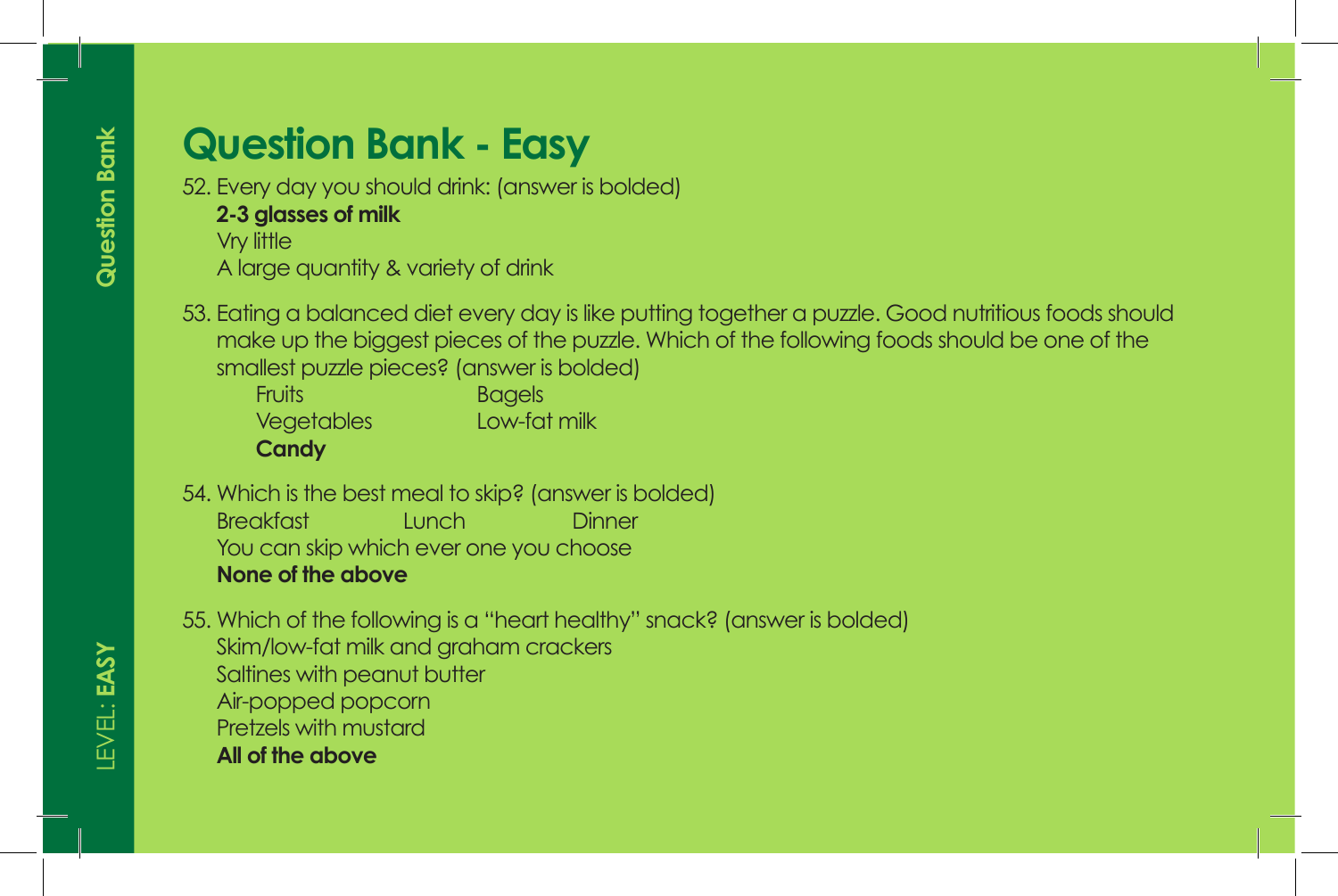# Question Bank - Easy

52. Every day you should drink: (answer is bolded)

    **2-3 glasses of milk**
    Vry little
    A large quantity & variety of drink

53. Eating a balanced diet every day is like putting together a puzzle. Good nutritious foods should make up the biggest pieces of the puzzle. Which of the following foods should be one of the smallest puzzle pieces? (answer is bolded)

    Fruits
    Bagels
    Vegetables
    Low-fat milk
    **Candy**

54. Which is the best meal to skip? (answer is bolded)

    Breakfast
    Lunch
    Dinner
    You can skip which ever one you choose
    **None of the above**

55. Which of the following is a "heart healthy" snack? (answer is bolded)

    Skim/low-fat milk and graham crackers
    Saltines with peanut butter
    Air-popped popcorn
    Pretzels with mustard
    **All of the above**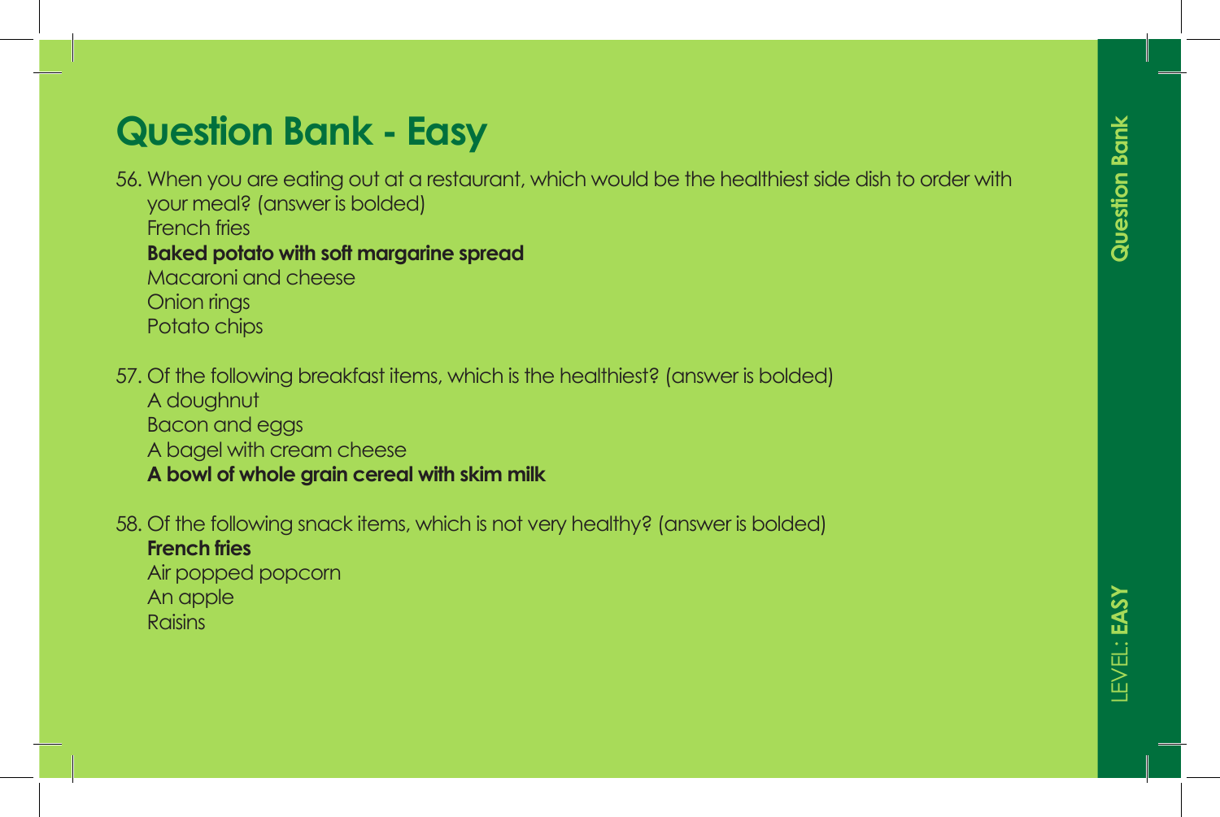# Question Bank - Easy

56. When you are eating out at a restaurant, which would be the healthiest side dish to order with your meal? (answer is bolded)
    French fries
    **Baked potato with soft margarine spread**
    Macaroni and cheese
    Onion rings
    Potato chips

57. Of the following breakfast items, which is the healthiest? (answer is bolded)
    A doughnut
    Bacon and eggs
    A bagel with cream cheese
    **A bowl of whole grain cereal with skim milk**

58. Of the following snack items, which is not very healthy? (answer is bolded)
    **French fries**
    Air popped popcorn
    An apple
    Raisins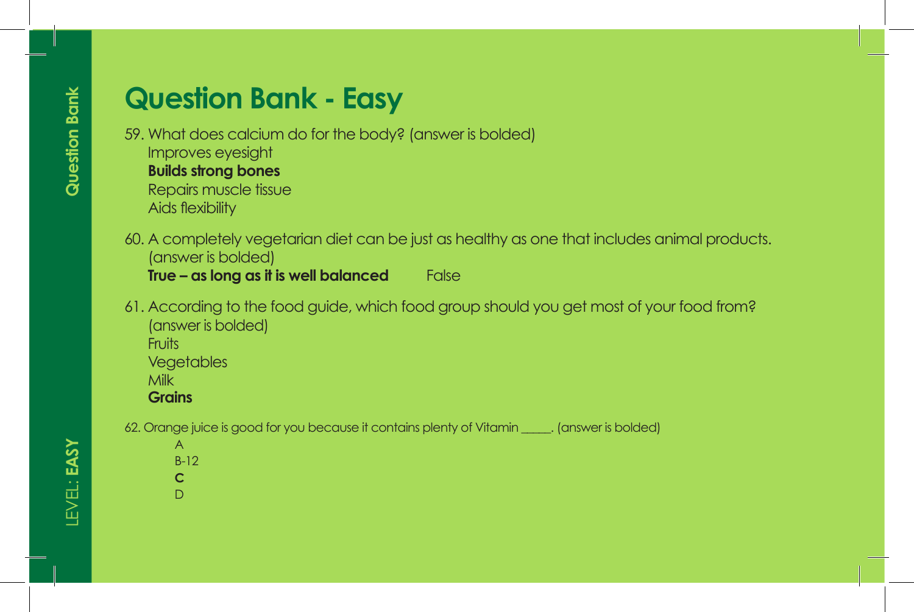# Question Bank - Easy

59. What does calcium do for the body? (answer is bolded)
    Improves eyesight
    **Builds strong bones**
    Repairs muscle tissue
    Aids flexibility

60. A completely vegetarian diet can be just as healthy as one that includes animal products. (answer is bolded)
    **True – as long as it is well balanced**     False

61. According to the food guide, which food group should you get most of your food from? (answer is bolded)
    Fruits
    Vegetables
    Milk
    **Grains**

62. Orange juice is good for you because it contains plenty of Vitamin _____. (answer is bolded)
    A
    B-12
    **C**
    D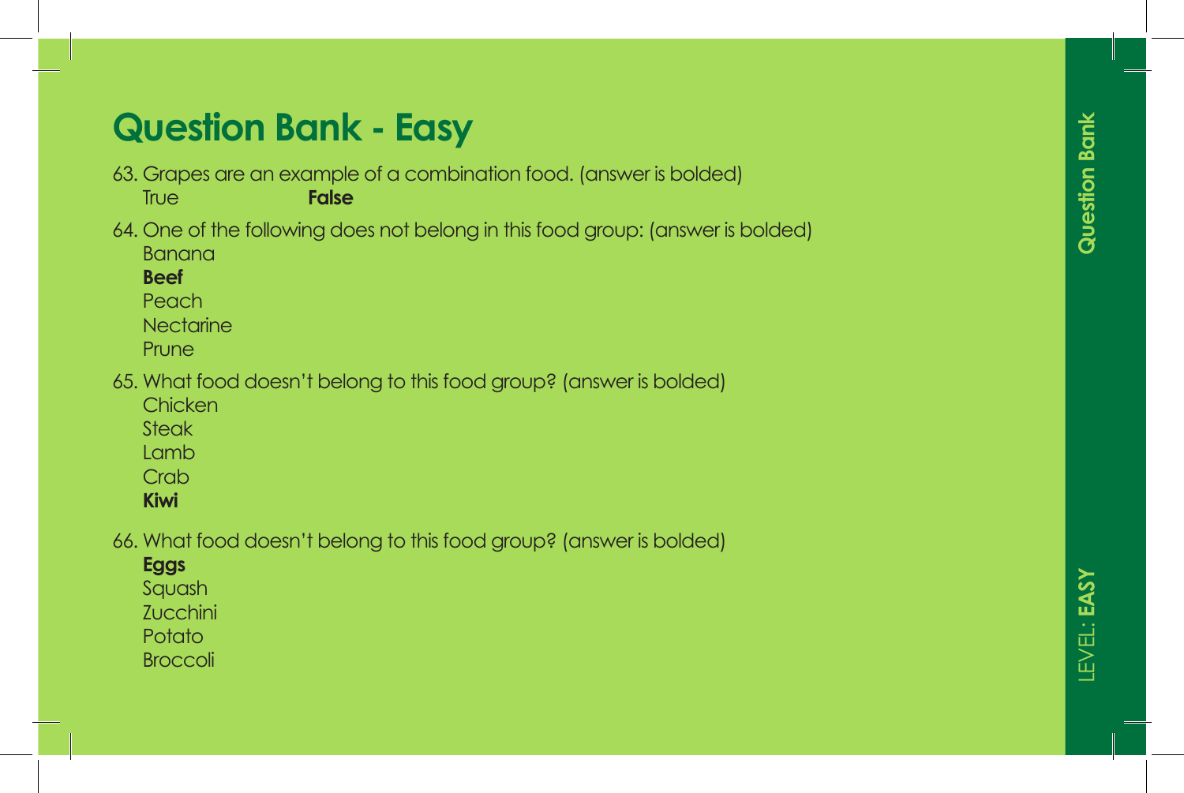# Question Bank - Easy

63. Grapes are an example of a combination food. (answer is bolded)
    True **False**

64. One of the following does not belong in this food group: (answer is bolded)
    Banana
    **Beef**
    Peach
    Nectarine
    Prune

65. What food doesn't belong to this food group? (answer is bolded)
    Chicken
    Steak
    Lamb
    Crab
    **Kiwi**

66. What food doesn't belong to this food group? (answer is bolded)
    **Eggs**
    Squash
    Zucchini
    Potato
    Broccoli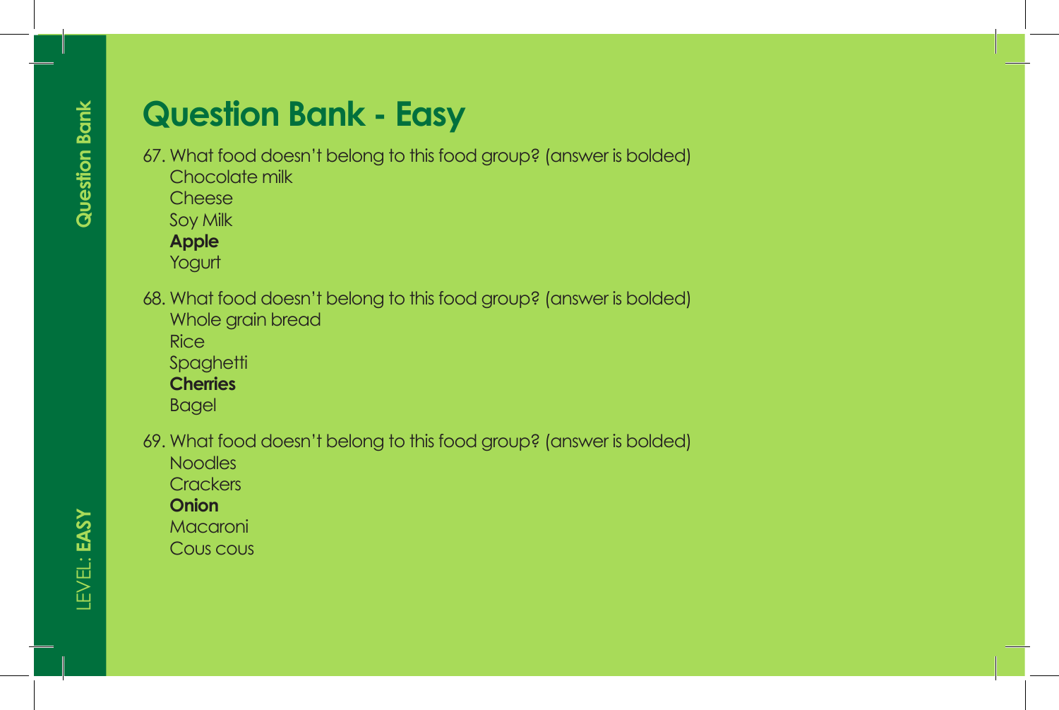# Question Bank - Easy

67. What food doesn't belong to this food group? (answer is bolded)
    Chocolate milk
    Cheese
    Soy Milk
    **Apple**
    Yogurt

68. What food doesn't belong to this food group? (answer is bolded)
    Whole grain bread
    Rice
    Spaghetti
    **Cherries**
    Bagel

69. What food doesn't belong to this food group? (answer is bolded)
    Noodles
    Crackers
    **Onion**
    Macaroni
    Cous cous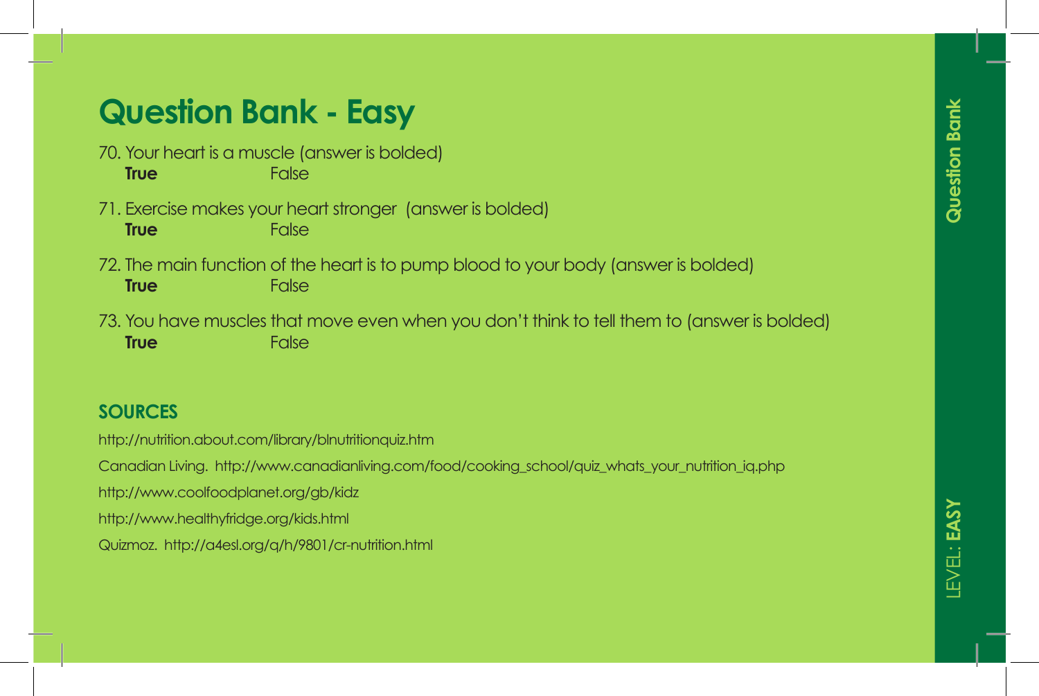# Question Bank - Easy

70. Your heart is a muscle (answer is bolded)
    **True** False

71. Exercise makes your heart stronger (answer is bolded)
    **True** False

72. The main function of the heart is to pump blood to your body (answer is bolded)
    **True** False

73. You have muscles that move even when you don't think to tell them to (answer is bolded)
    **True** False

## SOURCES

http://nutrition.about.com/library/blnutritionquiz.htm

Canadian Living. http://www.canadianliving.com/food/cooking_school/quiz_whats_your_nutrition_iq.php

http://www.coolfoodplanet.org/gb/kidz

http://www.healthyfridge.org/kids.html

Quizmoz. http://a4esl.org/q/h/9801/cr-nutrition.html